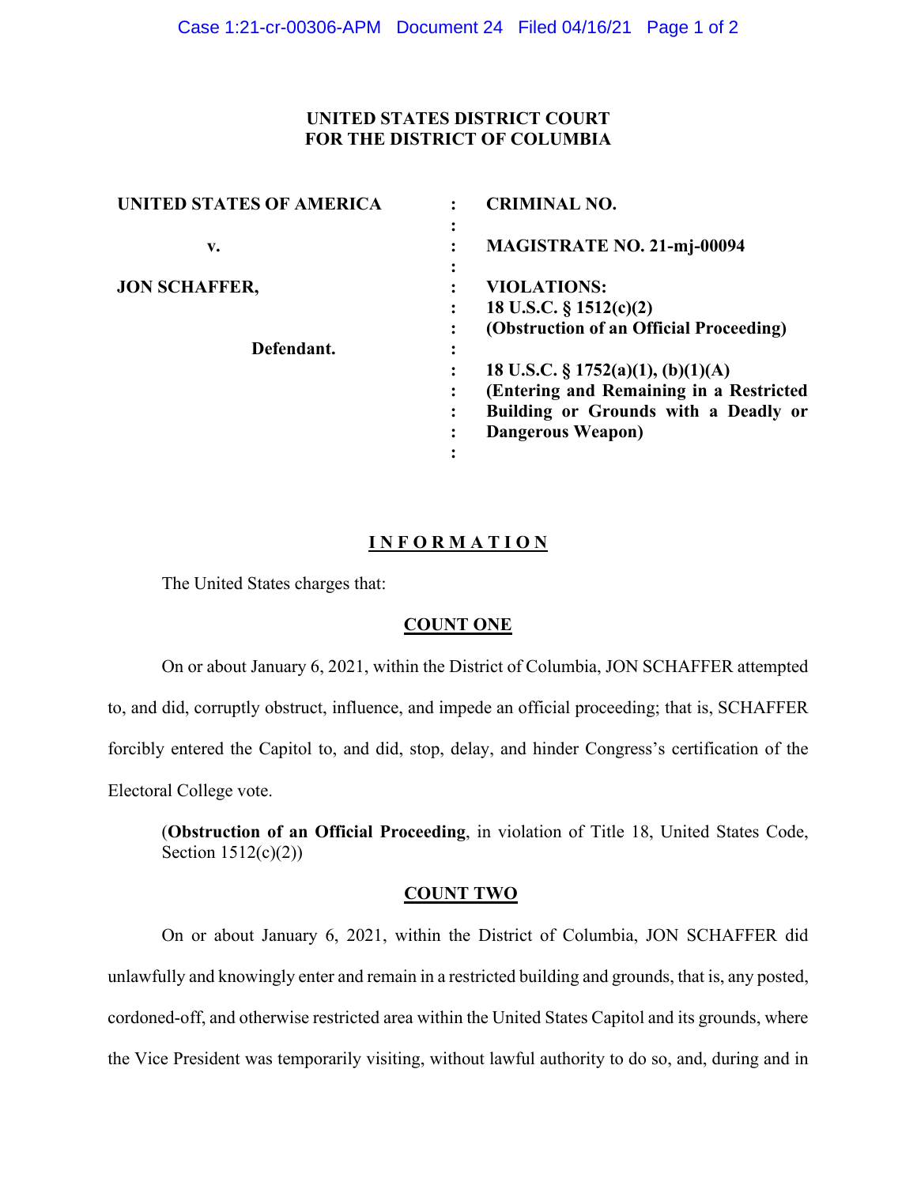**UNITED STATES DISTRICT COURT**
**FOR THE DISTRICT OF COLUMBIA**

| | | |
|---|---|---|
| **UNITED STATES OF AMERICA** | : | **CRIMINAL NO.** |
| | : | |
| **v.** | : | **MAGISTRATE NO. 21-mj-00094** |
| | : | |
| **JON SCHAFFER,** | : | **VIOLATIONS:** |
| | : | **18 U.S.C. § 1512(c)(2)** |
| | : | **(Obstruction of an Official Proceeding)** |
| **Defendant.** | : | |
| | : | **18 U.S.C. § 1752(a)(1), (b)(1)(A)** |
| | : | **(Entering and Remaining in a Restricted Building or Grounds with a Deadly or Dangerous Weapon)** |
| | : | |

## INFORMATION

The United States charges that:

### COUNT ONE

On or about January 6, 2021, within the District of Columbia, JON SCHAFFER attempted to, and did, corruptly obstruct, influence, and impede an official proceeding; that is, SCHAFFER forcibly entered the Capitol to, and did, stop, delay, and hinder Congress's certification of the Electoral College vote.

(**Obstruction of an Official Proceeding**, in violation of Title 18, United States Code, Section 1512(c)(2))

### COUNT TWO

On or about January 6, 2021, within the District of Columbia, JON SCHAFFER did unlawfully and knowingly enter and remain in a restricted building and grounds, that is, any posted, cordoned-off, and otherwise restricted area within the United States Capitol and its grounds, where the Vice President was temporarily visiting, without lawful authority to do so, and, during and in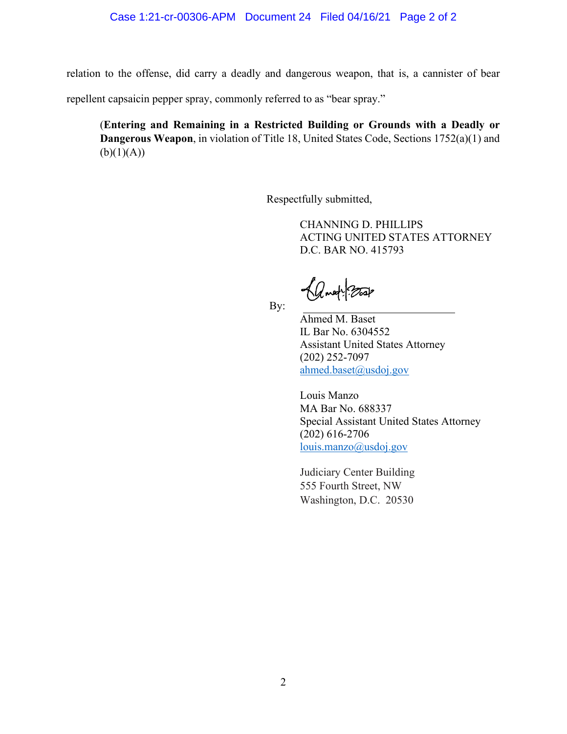relation to the offense, did carry a deadly and dangerous weapon, that is, a cannister of bear repellent capsaicin pepper spray, commonly referred to as "bear spray."

> (**Entering and Remaining in a Restricted Building or Grounds with a Deadly or Dangerous Weapon**, in violation of Title 18, United States Code, Sections 1752(a)(1) and (b)(1)(A))

Respectfully submitted,

CHANNING D. PHILLIPS
ACTING UNITED STATES ATTORNEY
D.C. BAR NO. 415793

By: ______________________________
Ahmed M. Baset
IL Bar No. 6304552
Assistant United States Attorney
(202) 252-7097
ahmed.baset@usdoj.gov

Louis Manzo
MA Bar No. 688337
Special Assistant United States Attorney
(202) 616-2706
louis.manzo@usdoj.gov

Judiciary Center Building
555 Fourth Street, NW
Washington, D.C. 20530